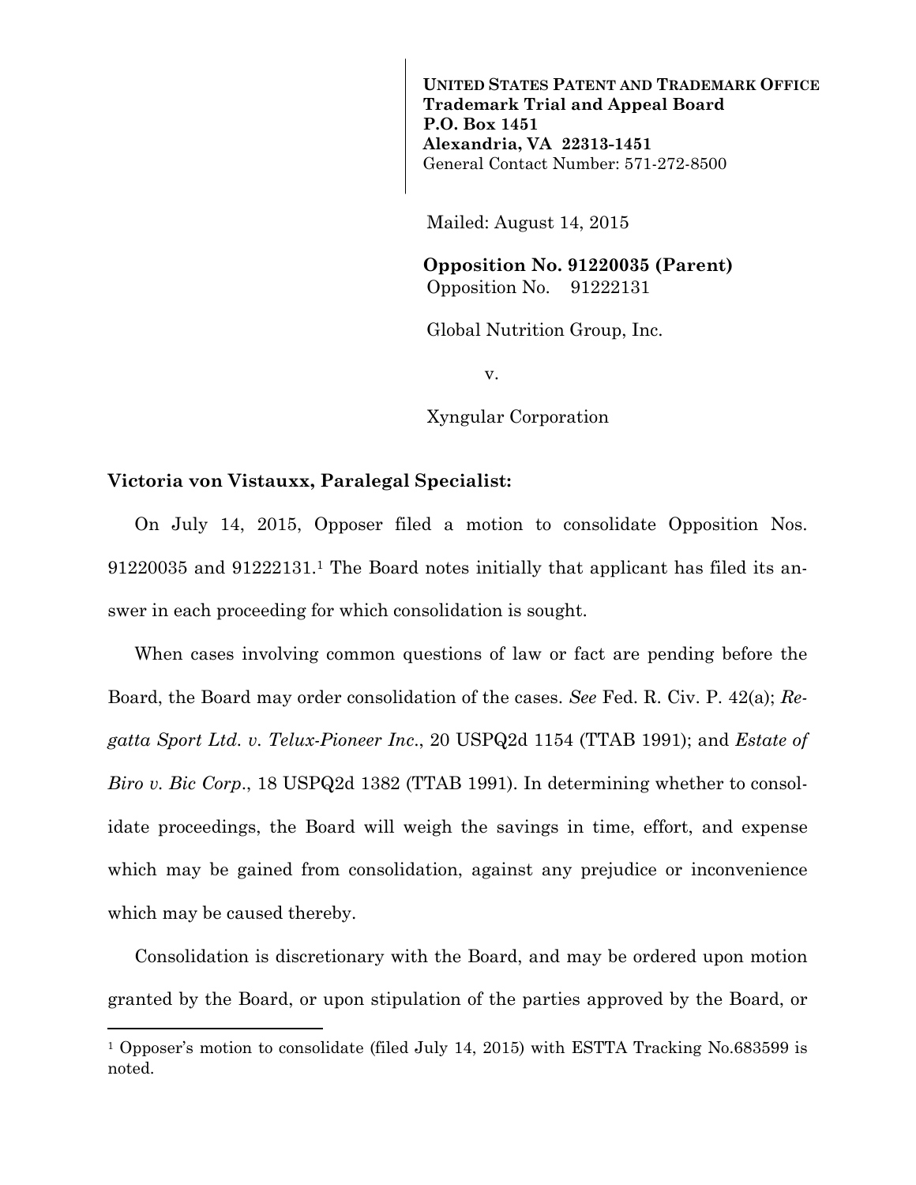**UNITED STATES PATENT AND TRADEMARK OFFICE**
**Trademark Trial and Appeal Board**
**P.O. Box 1451**
**Alexandria, VA 22313-1451**
General Contact Number: 571-272-8500

Mailed: August 14, 2015

**Opposition No. 91220035 (Parent)**
Opposition No. 91222131

Global Nutrition Group, Inc.

v.

Xyngular Corporation

**Victoria von Vistauxx, Paralegal Specialist:**

On July 14, 2015, Opposer filed a motion to consolidate Opposition Nos. 91220035 and 91222131.[1] The Board notes initially that applicant has filed its answer in each proceeding for which consolidation is sought.

When cases involving common questions of law or fact are pending before the Board, the Board may order consolidation of the cases. *See* Fed. R. Civ. P. 42(a); *Regatta Sport Ltd. v. Telux-Pioneer Inc*., 20 USPQ2d 1154 (TTAB 1991); and *Estate of Biro v. Bic Corp*., 18 USPQ2d 1382 (TTAB 1991). In determining whether to consolidate proceedings, the Board will weigh the savings in time, effort, and expense which may be gained from consolidation, against any prejudice or inconvenience which may be caused thereby.

Consolidation is discretionary with the Board, and may be ordered upon motion granted by the Board, or upon stipulation of the parties approved by the Board, or

---

[1] Opposer's motion to consolidate (filed July 14, 2015) with ESTTA Tracking No.683599 is noted.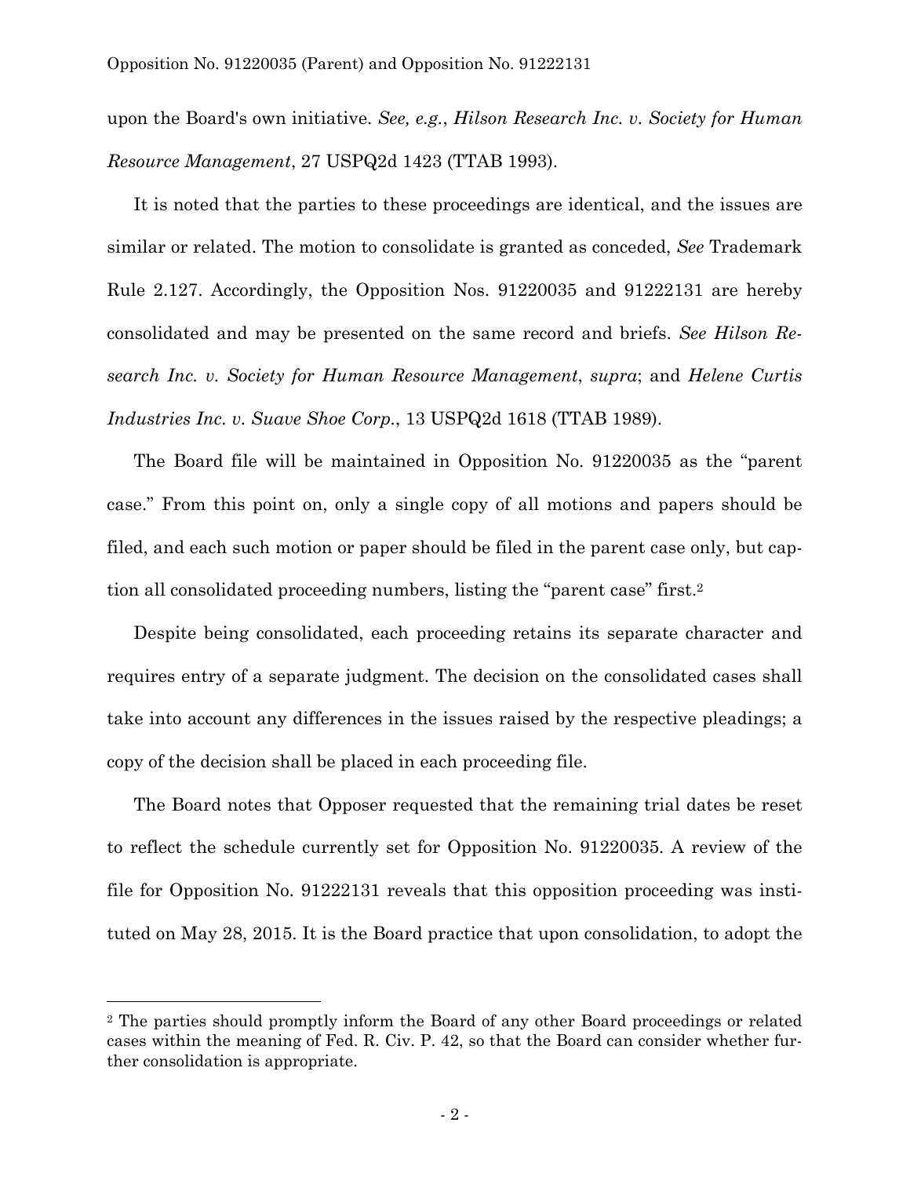upon the Board's own initiative. *See, e.g.*, *Hilson Research Inc. v. Society for Human Resource Management*, 27 USPQ2d 1423 (TTAB 1993).

It is noted that the parties to these proceedings are identical, and the issues are similar or related. The motion to consolidate is granted as conceded, *See* Trademark Rule 2.127. Accordingly, the Opposition Nos. 91220035 and 91222131 are hereby consolidated and may be presented on the same record and briefs. *See Hilson Research Inc. v. Society for Human Resource Management*, *supra*; and *Helene Curtis Industries Inc. v. Suave Shoe Corp.*, 13 USPQ2d 1618 (TTAB 1989).

The Board file will be maintained in Opposition No. 91220035 as the "parent case." From this point on, only a single copy of all motions and papers should be filed, and each such motion or paper should be filed in the parent case only, but caption all consolidated proceeding numbers, listing the "parent case" first.[2]

Despite being consolidated, each proceeding retains its separate character and requires entry of a separate judgment. The decision on the consolidated cases shall take into account any differences in the issues raised by the respective pleadings; a copy of the decision shall be placed in each proceeding file.

The Board notes that Opposer requested that the remaining trial dates be reset to reflect the schedule currently set for Opposition No. 91220035. A review of the file for Opposition No. 91222131 reveals that this opposition proceeding was instituted on May 28, 2015. It is the Board practice that upon consolidation, to adopt the

---

[2] The parties should promptly inform the Board of any other Board proceedings or related cases within the meaning of Fed. R. Civ. P. 42, so that the Board can consider whether further consolidation is appropriate.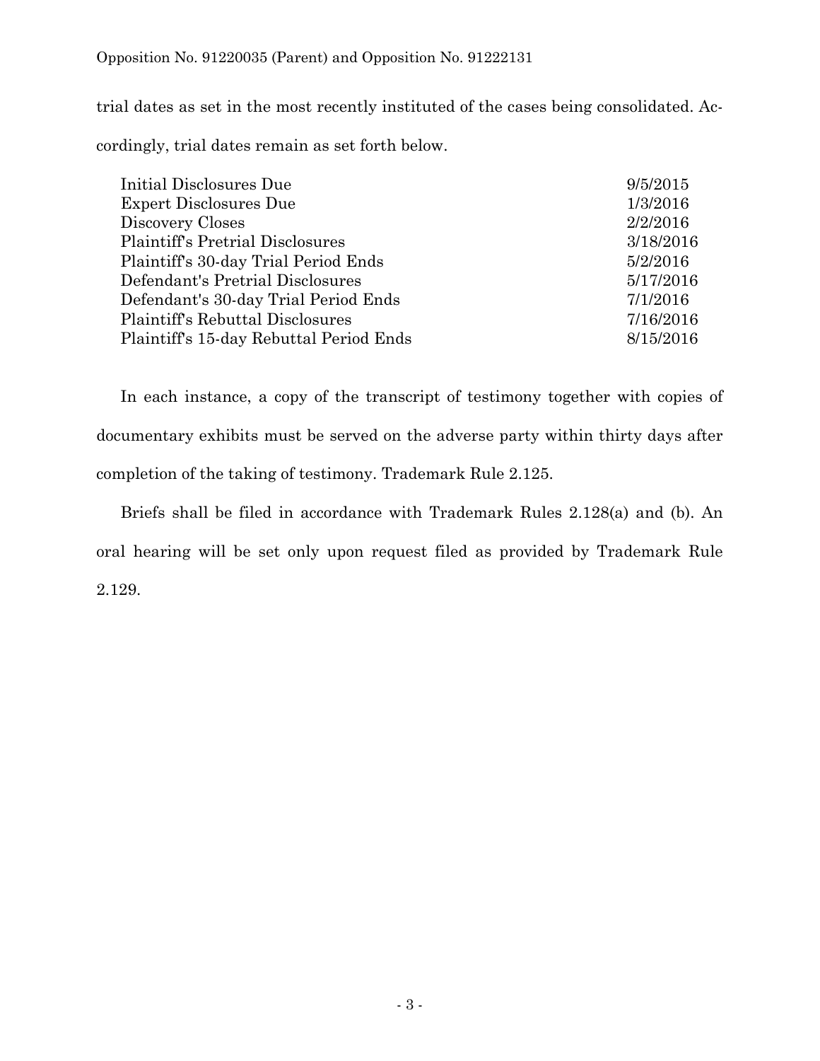trial dates as set in the most recently instituted of the cases being consolidated. Accordingly, trial dates remain as set forth below.

| | |
|---|---|
| Initial Disclosures Due | 9/5/2015 |
| Expert Disclosures Due | 1/3/2016 |
| Discovery Closes | 2/2/2016 |
| Plaintiff's Pretrial Disclosures | 3/18/2016 |
| Plaintiff's 30-day Trial Period Ends | 5/2/2016 |
| Defendant's Pretrial Disclosures | 5/17/2016 |
| Defendant's 30-day Trial Period Ends | 7/1/2016 |
| Plaintiff's Rebuttal Disclosures | 7/16/2016 |
| Plaintiff's 15-day Rebuttal Period Ends | 8/15/2016 |

In each instance, a copy of the transcript of testimony together with copies of documentary exhibits must be served on the adverse party within thirty days after completion of the taking of testimony. Trademark Rule 2.125.

Briefs shall be filed in accordance with Trademark Rules 2.128(a) and (b). An oral hearing will be set only upon request filed as provided by Trademark Rule 2.129.